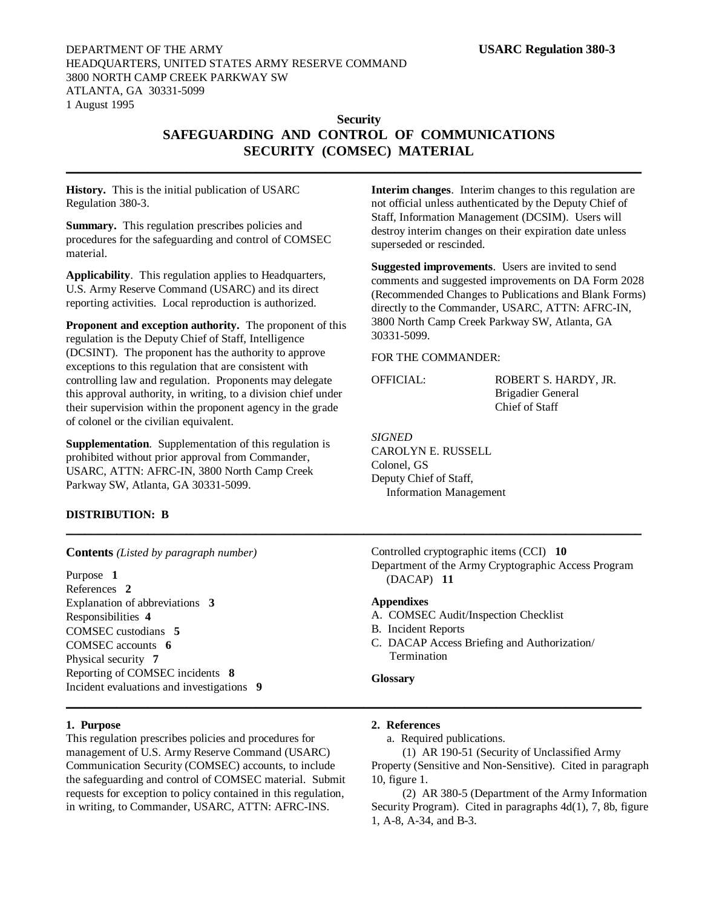DEPARTMENT OF THE ARMY
HEADQUARTERS, UNITED STATES ARMY RESERVE COMMAND
3800 NORTH CAMP CREEK PARKWAY SW
ATLANTA, GA 30331-5099
1 August 1995

**USARC Regulation 380-3**

**Security**

# SAFEGUARDING AND CONTROL OF COMMUNICATIONS SECURITY (COMSEC) MATERIAL

---

**History.** This is the initial publication of USARC Regulation 380-3.

**Summary.** This regulation prescribes policies and procedures for the safeguarding and control of COMSEC material.

**Applicability**. This regulation applies to Headquarters, U.S. Army Reserve Command (USARC) and its direct reporting activities. Local reproduction is authorized.

**Proponent and exception authority.** The proponent of this regulation is the Deputy Chief of Staff, Intelligence (DCSINT). The proponent has the authority to approve exceptions to this regulation that are consistent with controlling law and regulation. Proponents may delegate this approval authority, in writing, to a division chief under their supervision within the proponent agency in the grade of colonel or the civilian equivalent.

**Supplementation**. Supplementation of this regulation is prohibited without prior approval from Commander, USARC, ATTN: AFRC-IN, 3800 North Camp Creek Parkway SW, Atlanta, GA 30331-5099.

**Interim changes**. Interim changes to this regulation are not official unless authenticated by the Deputy Chief of Staff, Information Management (DCSIM). Users will destroy interim changes on their expiration date unless superseded or rescinded.

**Suggested improvements**. Users are invited to send comments and suggested improvements on DA Form 2028 (Recommended Changes to Publications and Blank Forms) directly to the Commander, USARC, ATTN: AFRC-IN, 3800 North Camp Creek Parkway SW, Atlanta, GA 30331-5099.

FOR THE COMMANDER:

OFFICIAL:

ROBERT S. HARDY, JR.
Brigadier General
Chief of Staff

*SIGNED*
CAROLYN E. RUSSELL
Colonel, GS
Deputy Chief of Staff,
Information Management

**DISTRIBUTION: B**

---

**Contents** *(Listed by paragraph number)*

Purpose **1**
References **2**
Explanation of abbreviations **3**
Responsibilities **4**
COMSEC custodians **5**
COMSEC accounts **6**
Physical security **7**
Reporting of COMSEC incidents **8**
Incident evaluations and investigations **9**
Controlled cryptographic items (CCI) **10**
Department of the Army Cryptographic Access Program (DACAP) **11**

**Appendixes**

A. COMSEC Audit/Inspection Checklist
B. Incident Reports
C. DACAP Access Briefing and Authorization/ Termination

**Glossary**

---

## 1. Purpose

This regulation prescribes policies and procedures for management of U.S. Army Reserve Command (USARC) Communication Security (COMSEC) accounts, to include the safeguarding and control of COMSEC material. Submit requests for exception to policy contained in this regulation, in writing, to Commander, USARC, ATTN: AFRC-INS.

## 2. References

a. Required publications.

(1) AR 190-51 (Security of Unclassified Army Property (Sensitive and Non-Sensitive). Cited in paragraph 10, figure 1.

(2) AR 380-5 (Department of the Army Information Security Program). Cited in paragraphs 4d(1), 7, 8b, figure 1, A-8, A-34, and B-3.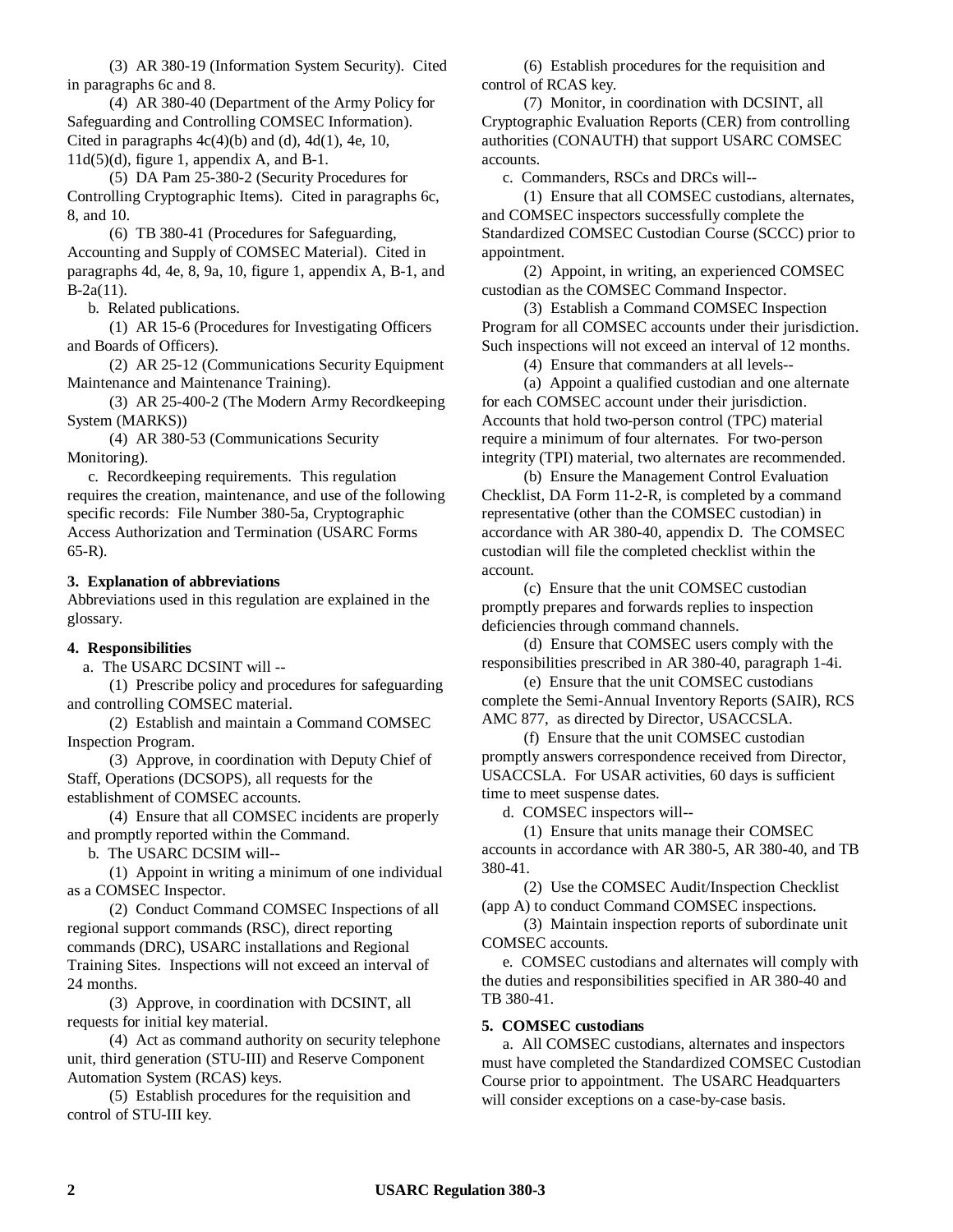(3) AR 380-19 (Information System Security). Cited in paragraphs 6c and 8.

(4) AR 380-40 (Department of the Army Policy for Safeguarding and Controlling COMSEC Information). Cited in paragraphs 4c(4)(b) and (d), 4d(1), 4e, 10, 11d(5)(d), figure 1, appendix A, and B-1.

(5) DA Pam 25-380-2 (Security Procedures for Controlling Cryptographic Items). Cited in paragraphs 6c, 8, and 10.

(6) TB 380-41 (Procedures for Safeguarding, Accounting and Supply of COMSEC Material). Cited in paragraphs 4d, 4e, 8, 9a, 10, figure 1, appendix A, B-1, and B-2a(11).

b. Related publications.

(1) AR 15-6 (Procedures for Investigating Officers and Boards of Officers).

(2) AR 25-12 (Communications Security Equipment Maintenance and Maintenance Training).

(3) AR 25-400-2 (The Modern Army Recordkeeping System (MARKS))

(4) AR 380-53 (Communications Security Monitoring).

c. Recordkeeping requirements. This regulation requires the creation, maintenance, and use of the following specific records: File Number 380-5a, Cryptographic Access Authorization and Termination (USARC Forms 65-R).

**3. Explanation of abbreviations**

Abbreviations used in this regulation are explained in the glossary.

**4. Responsibilities**

a. The USARC DCSINT will --

(1) Prescribe policy and procedures for safeguarding and controlling COMSEC material.

(2) Establish and maintain a Command COMSEC Inspection Program.

(3) Approve, in coordination with Deputy Chief of Staff, Operations (DCSOPS), all requests for the establishment of COMSEC accounts.

(4) Ensure that all COMSEC incidents are properly and promptly reported within the Command.

b. The USARC DCSIM will--

(1) Appoint in writing a minimum of one individual as a COMSEC Inspector.

(2) Conduct Command COMSEC Inspections of all regional support commands (RSC), direct reporting commands (DRC), USARC installations and Regional Training Sites. Inspections will not exceed an interval of 24 months.

(3) Approve, in coordination with DCSINT, all requests for initial key material.

(4) Act as command authority on security telephone unit, third generation (STU-III) and Reserve Component Automation System (RCAS) keys.

(5) Establish procedures for the requisition and control of STU-III key.

(6) Establish procedures for the requisition and control of RCAS key.

(7) Monitor, in coordination with DCSINT, all Cryptographic Evaluation Reports (CER) from controlling authorities (CONAUTH) that support USARC COMSEC accounts.

c. Commanders, RSCs and DRCs will--

(1) Ensure that all COMSEC custodians, alternates, and COMSEC inspectors successfully complete the Standardized COMSEC Custodian Course (SCCC) prior to appointment.

(2) Appoint, in writing, an experienced COMSEC custodian as the COMSEC Command Inspector.

(3) Establish a Command COMSEC Inspection Program for all COMSEC accounts under their jurisdiction. Such inspections will not exceed an interval of 12 months.

(4) Ensure that commanders at all levels--

(a) Appoint a qualified custodian and one alternate for each COMSEC account under their jurisdiction. Accounts that hold two-person control (TPC) material require a minimum of four alternates. For two-person integrity (TPI) material, two alternates are recommended.

(b) Ensure the Management Control Evaluation Checklist, DA Form 11-2-R, is completed by a command representative (other than the COMSEC custodian) in accordance with AR 380-40, appendix D. The COMSEC custodian will file the completed checklist within the account.

(c) Ensure that the unit COMSEC custodian promptly prepares and forwards replies to inspection deficiencies through command channels.

(d) Ensure that COMSEC users comply with the responsibilities prescribed in AR 380-40, paragraph 1-4i.

(e) Ensure that the unit COMSEC custodians complete the Semi-Annual Inventory Reports (SAIR), RCS AMC 877, as directed by Director, USACCSLA.

(f) Ensure that the unit COMSEC custodian promptly answers correspondence received from Director, USACCSLA. For USAR activities, 60 days is sufficient time to meet suspense dates.

d. COMSEC inspectors will--

(1) Ensure that units manage their COMSEC accounts in accordance with AR 380-5, AR 380-40, and TB 380-41.

(2) Use the COMSEC Audit/Inspection Checklist (app A) to conduct Command COMSEC inspections.

(3) Maintain inspection reports of subordinate unit COMSEC accounts.

e. COMSEC custodians and alternates will comply with the duties and responsibilities specified in AR 380-40 and TB 380-41.

**5. COMSEC custodians**

a. All COMSEC custodians, alternates and inspectors must have completed the Standardized COMSEC Custodian Course prior to appointment. The USARC Headquarters will consider exceptions on a case-by-case basis.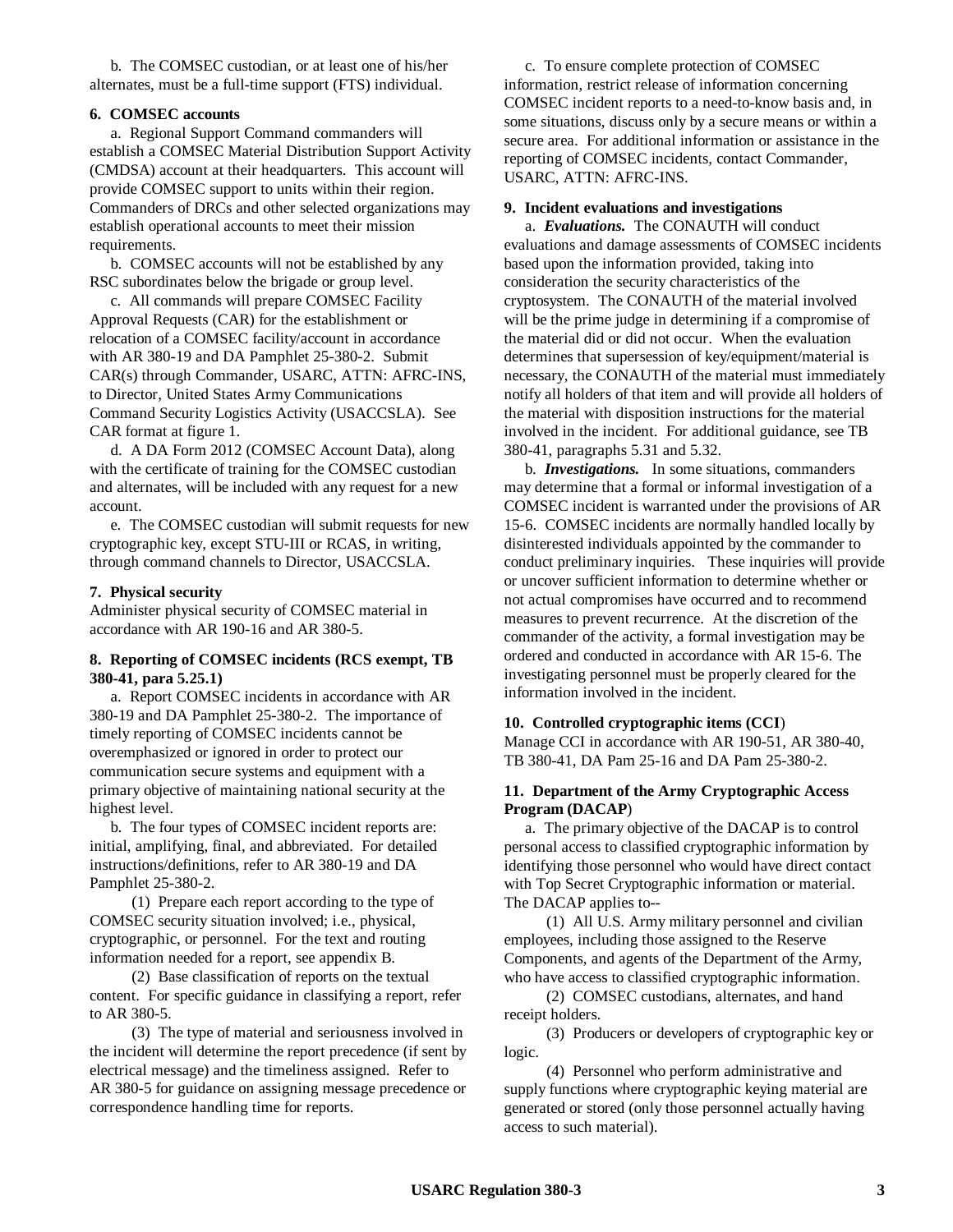b. The COMSEC custodian, or at least one of his/her alternates, must be a full-time support (FTS) individual.

**6. COMSEC accounts**

a. Regional Support Command commanders will establish a COMSEC Material Distribution Support Activity (CMDSA) account at their headquarters. This account will provide COMSEC support to units within their region. Commanders of DRCs and other selected organizations may establish operational accounts to meet their mission requirements.

b. COMSEC accounts will not be established by any RSC subordinates below the brigade or group level.

c. All commands will prepare COMSEC Facility Approval Requests (CAR) for the establishment or relocation of a COMSEC facility/account in accordance with AR 380-19 and DA Pamphlet 25-380-2. Submit CAR(s) through Commander, USARC, ATTN: AFRC-INS, to Director, United States Army Communications Command Security Logistics Activity (USACCSLA). See CAR format at figure 1.

d. A DA Form 2012 (COMSEC Account Data), along with the certificate of training for the COMSEC custodian and alternates, will be included with any request for a new account.

e. The COMSEC custodian will submit requests for new cryptographic key, except STU-III or RCAS, in writing, through command channels to Director, USACCSLA.

**7. Physical security**

Administer physical security of COMSEC material in accordance with AR 190-16 and AR 380-5.

**8. Reporting of COMSEC incidents (RCS exempt, TB 380-41, para 5.25.1)**

a. Report COMSEC incidents in accordance with AR 380-19 and DA Pamphlet 25-380-2. The importance of timely reporting of COMSEC incidents cannot be overemphasized or ignored in order to protect our communication secure systems and equipment with a primary objective of maintaining national security at the highest level.

b. The four types of COMSEC incident reports are: initial, amplifying, final, and abbreviated. For detailed instructions/definitions, refer to AR 380-19 and DA Pamphlet 25-380-2.

(1) Prepare each report according to the type of COMSEC security situation involved; i.e., physical, cryptographic, or personnel. For the text and routing information needed for a report, see appendix B.

(2) Base classification of reports on the textual content. For specific guidance in classifying a report, refer to AR 380-5.

(3) The type of material and seriousness involved in the incident will determine the report precedence (if sent by electrical message) and the timeliness assigned. Refer to AR 380-5 for guidance on assigning message precedence or correspondence handling time for reports.

c. To ensure complete protection of COMSEC information, restrict release of information concerning COMSEC incident reports to a need-to-know basis and, in some situations, discuss only by a secure means or within a secure area. For additional information or assistance in the reporting of COMSEC incidents, contact Commander, USARC, ATTN: AFRC-INS.

**9. Incident evaluations and investigations**

a. ***Evaluations.*** The CONAUTH will conduct evaluations and damage assessments of COMSEC incidents based upon the information provided, taking into consideration the security characteristics of the cryptosystem. The CONAUTH of the material involved will be the prime judge in determining if a compromise of the material did or did not occur. When the evaluation determines that supersession of key/equipment/material is necessary, the CONAUTH of the material must immediately notify all holders of that item and will provide all holders of the material with disposition instructions for the material involved in the incident. For additional guidance, see TB 380-41, paragraphs 5.31 and 5.32.

b. ***Investigations.*** In some situations, commanders may determine that a formal or informal investigation of a COMSEC incident is warranted under the provisions of AR 15-6. COMSEC incidents are normally handled locally by disinterested individuals appointed by the commander to conduct preliminary inquiries. These inquiries will provide or uncover sufficient information to determine whether or not actual compromises have occurred and to recommend measures to prevent recurrence. At the discretion of the commander of the activity, a formal investigation may be ordered and conducted in accordance with AR 15-6. The investigating personnel must be properly cleared for the information involved in the incident.

**10. Controlled cryptographic items (CCI)**

Manage CCI in accordance with AR 190-51, AR 380-40, TB 380-41, DA Pam 25-16 and DA Pam 25-380-2.

**11. Department of the Army Cryptographic Access Program (DACAP)**

a. The primary objective of the DACAP is to control personal access to classified cryptographic information by identifying those personnel who would have direct contact with Top Secret Cryptographic information or material. The DACAP applies to--

(1) All U.S. Army military personnel and civilian employees, including those assigned to the Reserve Components, and agents of the Department of the Army, who have access to classified cryptographic information.

(2) COMSEC custodians, alternates, and hand receipt holders.

(3) Producers or developers of cryptographic key or logic.

(4) Personnel who perform administrative and supply functions where cryptographic keying material are generated or stored (only those personnel actually having access to such material).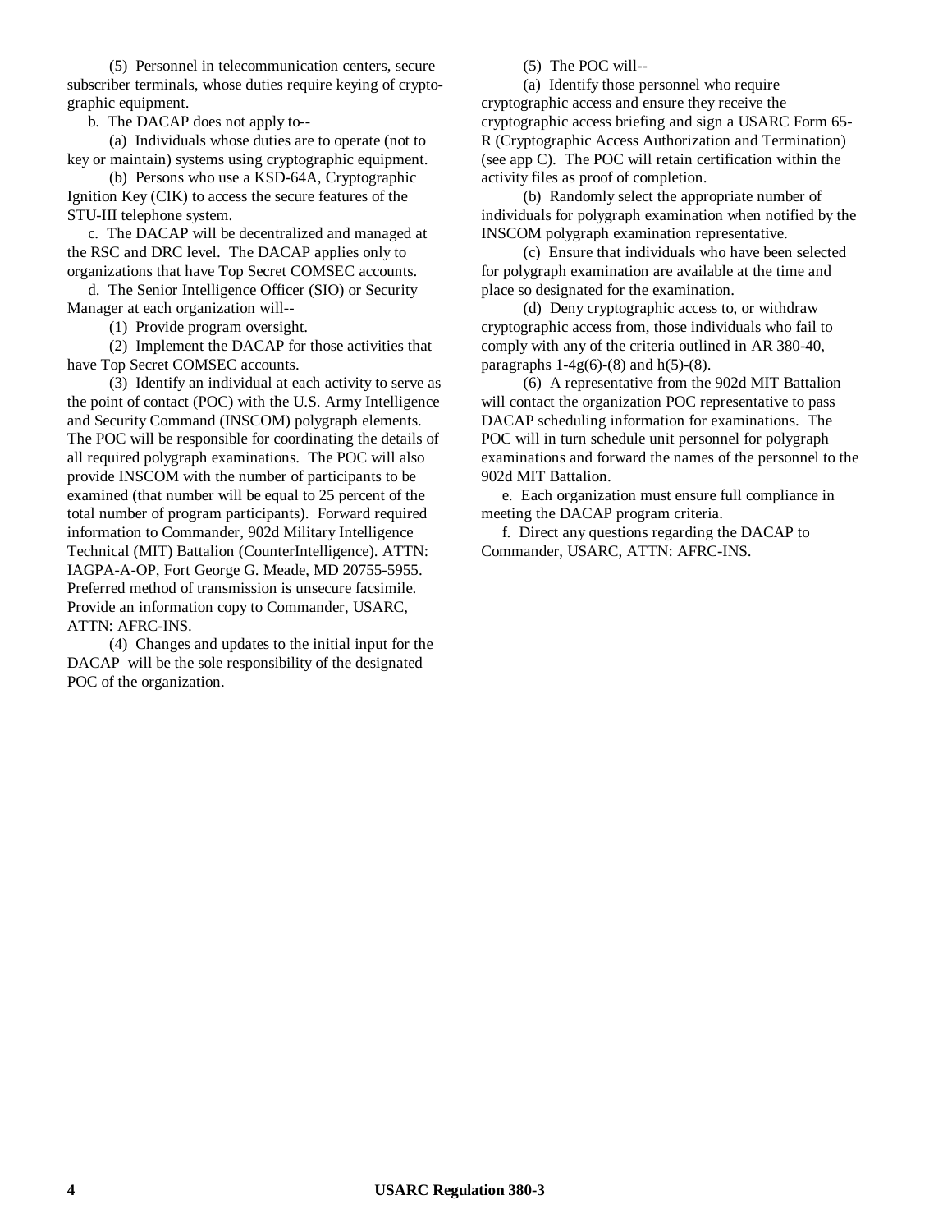(5) Personnel in telecommunication centers, secure subscriber terminals, whose duties require keying of cryptographic equipment.

b. The DACAP does not apply to--

(a) Individuals whose duties are to operate (not to key or maintain) systems using cryptographic equipment.

(b) Persons who use a KSD-64A, Cryptographic Ignition Key (CIK) to access the secure features of the STU-III telephone system.

c. The DACAP will be decentralized and managed at the RSC and DRC level. The DACAP applies only to organizations that have Top Secret COMSEC accounts.

d. The Senior Intelligence Officer (SIO) or Security Manager at each organization will--

(1) Provide program oversight.

(2) Implement the DACAP for those activities that have Top Secret COMSEC accounts.

(3) Identify an individual at each activity to serve as the point of contact (POC) with the U.S. Army Intelligence and Security Command (INSCOM) polygraph elements. The POC will be responsible for coordinating the details of all required polygraph examinations. The POC will also provide INSCOM with the number of participants to be examined (that number will be equal to 25 percent of the total number of program participants). Forward required information to Commander, 902d Military Intelligence Technical (MIT) Battalion (CounterIntelligence). ATTN: IAGPA-A-OP, Fort George G. Meade, MD 20755-5955. Preferred method of transmission is unsecure facsimile. Provide an information copy to Commander, USARC, ATTN: AFRC-INS.

(4) Changes and updates to the initial input for the DACAP will be the sole responsibility of the designated POC of the organization.

(5) The POC will--

(a) Identify those personnel who require cryptographic access and ensure they receive the cryptographic access briefing and sign a USARC Form 65-R (Cryptographic Access Authorization and Termination) (see app C). The POC will retain certification within the activity files as proof of completion.

(b) Randomly select the appropriate number of individuals for polygraph examination when notified by the INSCOM polygraph examination representative.

(c) Ensure that individuals who have been selected for polygraph examination are available at the time and place so designated for the examination.

(d) Deny cryptographic access to, or withdraw cryptographic access from, those individuals who fail to comply with any of the criteria outlined in AR 380-40, paragraphs 1-4g(6)-(8) and h(5)-(8).

(6) A representative from the 902d MIT Battalion will contact the organization POC representative to pass DACAP scheduling information for examinations. The POC will in turn schedule unit personnel for polygraph examinations and forward the names of the personnel to the 902d MIT Battalion.

e. Each organization must ensure full compliance in meeting the DACAP program criteria.

f. Direct any questions regarding the DACAP to Commander, USARC, ATTN: AFRC-INS.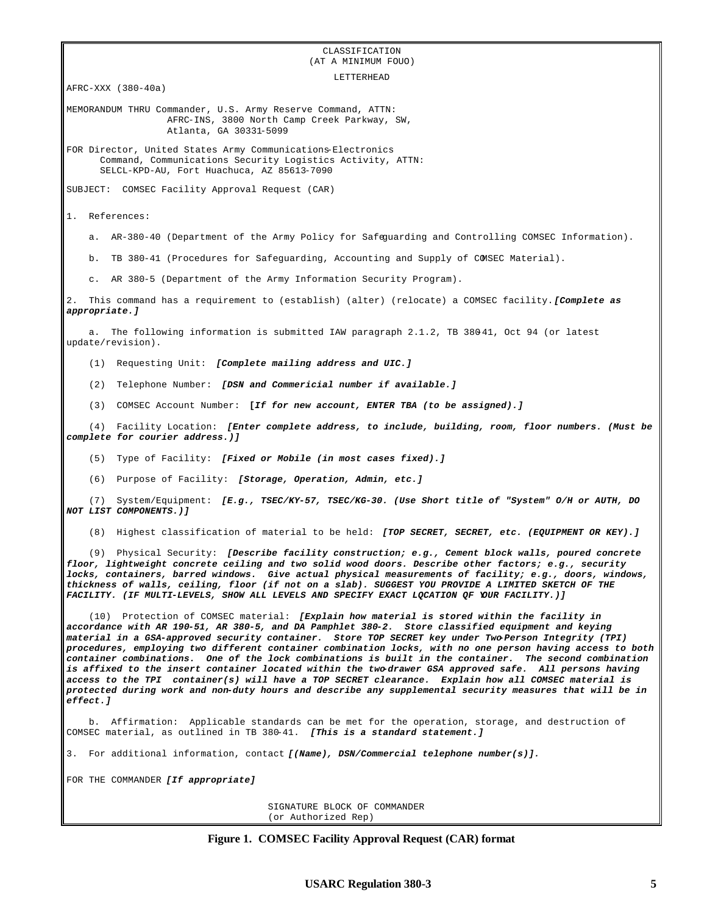CLASSIFICATION
(AT A MINIMUM FOUO)

LETTERHEAD

AFRC-XXX (380-40a)

MEMORANDUM THRU Commander, U.S. Army Reserve Command, ATTN: AFRC-INS, 3800 North Camp Creek Parkway, SW, Atlanta, GA 30331-5099

FOR Director, United States Army Communications-Electronics Command, Communications Security Logistics Activity, ATTN: SELCL-KPD-AU, Fort Huachuca, AZ 85613-7090

SUBJECT: COMSEC Facility Approval Request (CAR)

1. References:

a. AR-380-40 (Department of the Army Policy for Safeguarding and Controlling COMSEC Information).

b. TB 380-41 (Procedures for Safeguarding, Accounting and Supply of COMSEC Material).

c. AR 380-5 (Department of the Army Information Security Program).

2. This command has a requirement to (establish) (alter) (relocate) a COMSEC facility. ***[Complete as appropriate.]***

a. The following information is submitted IAW paragraph 2.1.2, TB 380-41, Oct 94 (or latest update/revision).

(1) Requesting Unit: ***[Complete mailing address and UIC.]***

(2) Telephone Number: ***[DSN and Commericial number if available.]***

(3) COMSEC Account Number: ***[If for new account, ENTER TBA (to be assigned).]***

(4) Facility Location: ***[Enter complete address, to include, building, room, floor numbers. (Must be complete for courier address.)]***

(5) Type of Facility: ***[Fixed or Mobile (in most cases fixed).]***

(6) Purpose of Facility: ***[Storage, Operation, Admin, etc.]***

(7) System/Equipment: ***[E.g., TSEC/KY-57, TSEC/KG-30. (Use Short title of "System" O/H or AUTH, DO NOT LIST COMPONENTS.)]***

(8) Highest classification of material to be held: ***[TOP SECRET, SECRET, etc. (EQUIPMENT OR KEY).]***

(9) Physical Security: ***[Describe facility construction; e.g., Cement block walls, poured concrete floor, lightweight concrete ceiling and two solid wood doors. Describe other factors; e.g., security locks, containers, barred windows. Give actual physical measurements of facility; e.g., doors, windows, thickness of walls, ceiling, floor (if not on a slab). SUGGEST YOU PROVIDE A LIMITED SKETCH OF THE FACILITY. (IF MULTI-LEVELS, SHOW ALL LEVELS AND SPECIFY EXACT LOCATION OF YOUR FACILITY.)]***

(10) Protection of COMSEC material: ***[Explain how material is stored within the facility in accordance with AR 190-51, AR 380-5, and DA Pamphlet 380-2. Store classified equipment and keying material in a GSA-approved security container. Store TOP SECRET key under Two-Person Integrity (TPI) procedures, employing two different container combination locks, with no one person having access to both container combinations. One of the lock combinations is built in the container. The second combination is affixed to the insert container located within the two-drawer GSA approved safe. All persons having access to the TPI container(s) will have a TOP SECRET clearance. Explain how all COMSEC material is protected during work and non-duty hours and describe any supplemental security measures that will be in effect.]***

b. Affirmation: Applicable standards can be met for the operation, storage, and destruction of COMSEC material, as outlined in TB 380-41. ***[This is a standard statement.]***

3. For additional information, contact ***[(Name), DSN/Commercial telephone number(s)].***

FOR THE COMMANDER ***[If appropriate]***

SIGNATURE BLOCK OF COMMANDER
(or Authorized Rep)

**Figure 1. COMSEC Facility Approval Request (CAR) format**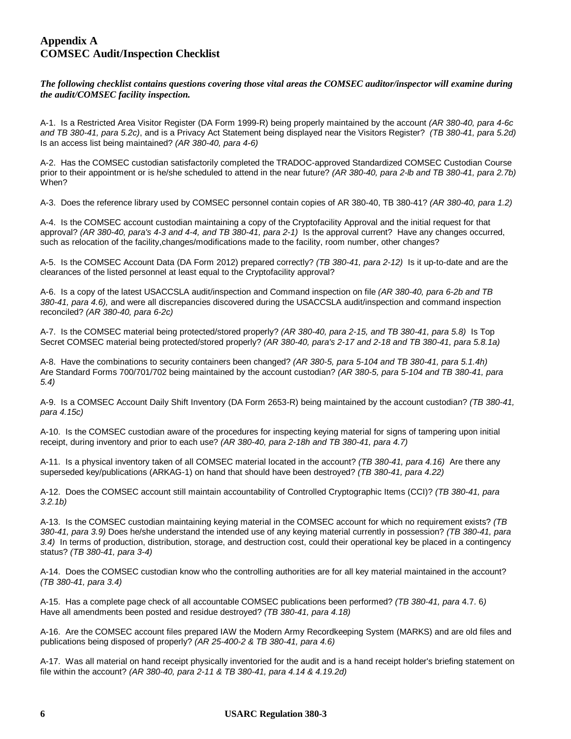# Appendix A
# COMSEC Audit/Inspection Checklist

***The following checklist contains questions covering those vital areas the COMSEC auditor/inspector will examine during the audit/COMSEC facility inspection.***

A-1. Is a Restricted Area Visitor Register (DA Form 1999-R) being properly maintained by the account *(AR 380-40, para 4-6c and TB 380-41, para 5.2c)*, and is a Privacy Act Statement being displayed near the Visitors Register? *(TB 380-41, para 5.2d)* Is an access list being maintained? *(AR 380-40, para 4-6)*

A-2. Has the COMSEC custodian satisfactorily completed the TRADOC-approved Standardized COMSEC Custodian Course prior to their appointment or is he/she scheduled to attend in the near future? *(AR 380-40, para 2-lb and TB 380-41, para 2.7b)* When?

A-3. Does the reference library used by COMSEC personnel contain copies of AR 380-40, TB 380-41? *(AR 380-40, para 1.2)*

A-4. Is the COMSEC account custodian maintaining a copy of the Cryptofacility Approval and the initial request for that approval? *(AR 380-40, para's 4-3 and 4-4, and TB 380-41, para 2-1)* Is the approval current? Have any changes occurred, such as relocation of the facility,changes/modifications made to the facility, room number, other changes?

A-5. Is the COMSEC Account Data (DA Form 2012) prepared correctly? *(TB 380-41, para 2-12)* Is it up-to-date and are the clearances of the listed personnel at least equal to the Cryptofacility approval?

A-6. Is a copy of the latest USACCSLA audit/inspection and Command inspection on file *(AR 380-40, para 6-2b and TB 380-41, para 4.6),* and were all discrepancies discovered during the USACCSLA audit/inspection and command inspection reconciled? *(AR 380-40, para 6-2c)*

A-7. Is the COMSEC material being protected/stored properly? *(AR 380-40, para 2-15, and TB 380-41, para 5.8)* Is Top Secret COMSEC material being protected/stored properly? *(AR 380-40, para's 2-17 and 2-18 and TB 380-41, para 5.8.1a)*

A-8. Have the combinations to security containers been changed? *(AR 380-5, para 5-104 and TB 380-41, para 5.1.4h)* Are Standard Forms 700/701/702 being maintained by the account custodian? *(AR 380-5, para 5-104 and TB 380-41, para 5.4)*

A-9. Is a COMSEC Account Daily Shift Inventory (DA Form 2653-R) being maintained by the account custodian? *(TB 380-41, para 4.15c)*

A-10. Is the COMSEC custodian aware of the procedures for inspecting keying material for signs of tampering upon initial receipt, during inventory and prior to each use? *(AR 380-40, para 2-18h and TB 380-41, para 4.7)*

A-11. Is a physical inventory taken of all COMSEC material located in the account? *(TB 380-41, para 4.16)* Are there any superseded key/publications (ARKAG-1) on hand that should have been destroyed? *(TB 380-41, para 4.22)*

A-12. Does the COMSEC account still maintain accountability of Controlled Cryptographic Items (CCI)? *(TB 380-41, para 3.2.1b)*

A-13. Is the COMSEC custodian maintaining keying material in the COMSEC account for which no requirement exists? *(TB 380-41, para 3.9)* Does he/she understand the intended use of any keying material currently in possession? *(TB 380-41, para 3.4)* In terms of production, distribution, storage, and destruction cost, could their operational key be placed in a contingency status? *(TB 380-41, para 3-4)*

A-14. Does the COMSEC custodian know who the controlling authorities are for all key material maintained in the account? *(TB 380-41, para 3.4)*

A-15. Has a complete page check of all accountable COMSEC publications been performed? *(TB 380-41, para* 4.7. 6*)* Have all amendments been posted and residue destroyed? *(TB 380-41, para 4.18)*

A-16. Are the COMSEC account files prepared IAW the Modern Army Recordkeeping System (MARKS) and are old files and publications being disposed of properly? *(AR 25-400-2 & TB 380-41, para 4.6)*

A-17. Was all material on hand receipt physically inventoried for the audit and is a hand receipt holder's briefing statement on file within the account? *(AR 380-40, para 2-11 & TB 380-41, para 4.14 & 4.19.2d)*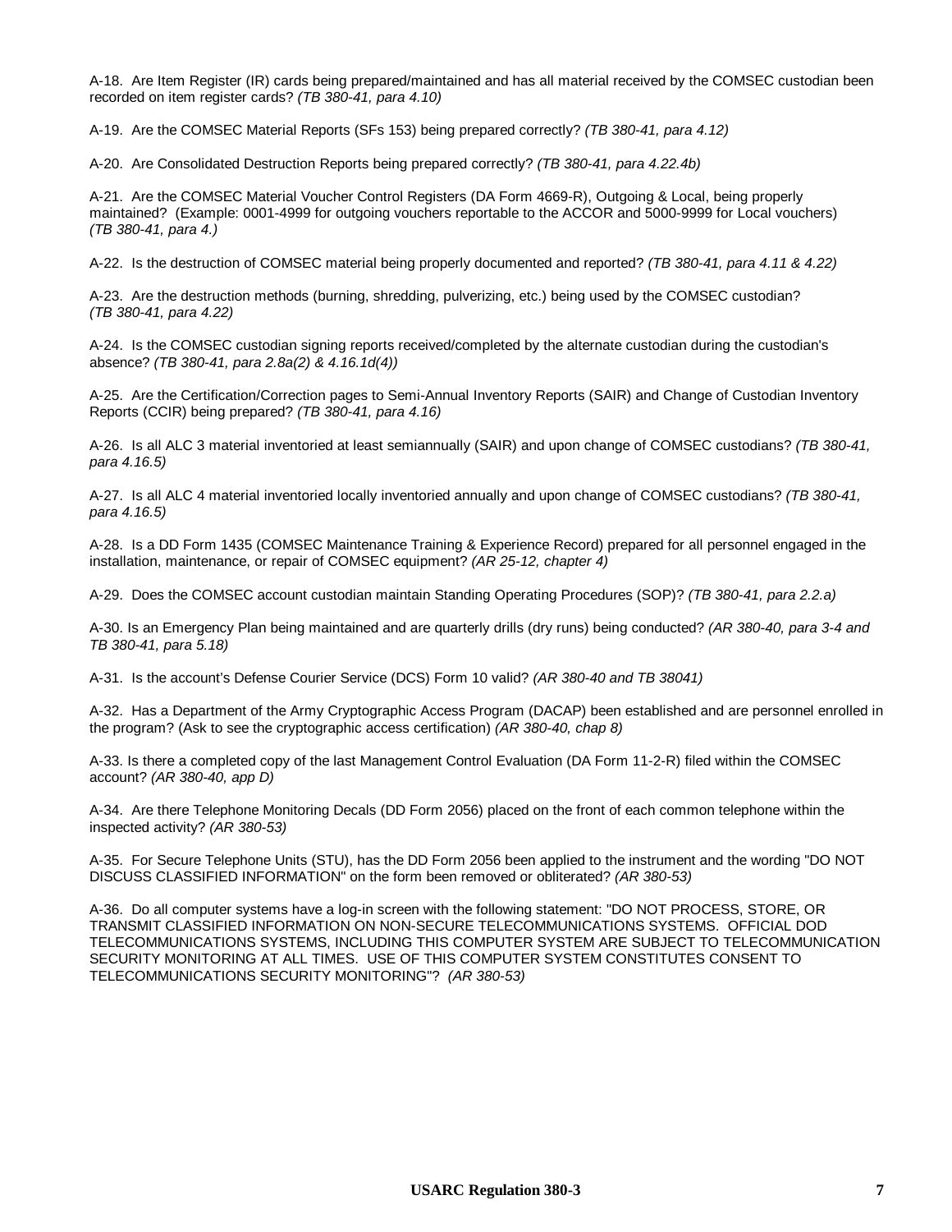A-18. Are Item Register (IR) cards being prepared/maintained and has all material received by the COMSEC custodian been recorded on item register cards? *(TB 380-41, para 4.10)*

A-19. Are the COMSEC Material Reports (SFs 153) being prepared correctly? *(TB 380-41, para 4.12)*

A-20. Are Consolidated Destruction Reports being prepared correctly? *(TB 380-41, para 4.22.4b)*

A-21. Are the COMSEC Material Voucher Control Registers (DA Form 4669-R), Outgoing & Local, being properly maintained? (Example: 0001-4999 for outgoing vouchers reportable to the ACCOR and 5000-9999 for Local vouchers) *(TB 380-41, para 4.)*

A-22. Is the destruction of COMSEC material being properly documented and reported? *(TB 380-41, para 4.11 & 4.22)*

A-23. Are the destruction methods (burning, shredding, pulverizing, etc.) being used by the COMSEC custodian? *(TB 380-41, para 4.22)*

A-24. Is the COMSEC custodian signing reports received/completed by the alternate custodian during the custodian's absence? *(TB 380-41, para 2.8a(2) & 4.16.1d(4))*

A-25. Are the Certification/Correction pages to Semi-Annual Inventory Reports (SAIR) and Change of Custodian Inventory Reports (CCIR) being prepared? *(TB 380-41, para 4.16)*

A-26. Is all ALC 3 material inventoried at least semiannually (SAIR) and upon change of COMSEC custodians? *(TB 380-41, para 4.16.5)*

A-27. Is all ALC 4 material inventoried locally inventoried annually and upon change of COMSEC custodians? *(TB 380-41, para 4.16.5)*

A-28. Is a DD Form 1435 (COMSEC Maintenance Training & Experience Record) prepared for all personnel engaged in the installation, maintenance, or repair of COMSEC equipment? *(AR 25-12, chapter 4)*

A-29. Does the COMSEC account custodian maintain Standing Operating Procedures (SOP)? *(TB 380-41, para 2.2.a)*

A-30. Is an Emergency Plan being maintained and are quarterly drills (dry runs) being conducted? *(AR 380-40, para 3-4 and TB 380-41, para 5.18)*

A-31. Is the account's Defense Courier Service (DCS) Form 10 valid? *(AR 380-40 and TB 38041)*

A-32. Has a Department of the Army Cryptographic Access Program (DACAP) been established and are personnel enrolled in the program? (Ask to see the cryptographic access certification) *(AR 380-40, chap 8)*

A-33. Is there a completed copy of the last Management Control Evaluation (DA Form 11-2-R) filed within the COMSEC account? *(AR 380-40, app D)*

A-34. Are there Telephone Monitoring Decals (DD Form 2056) placed on the front of each common telephone within the inspected activity? *(AR 380-53)*

A-35. For Secure Telephone Units (STU), has the DD Form 2056 been applied to the instrument and the wording "DO NOT DISCUSS CLASSIFIED INFORMATION" on the form been removed or obliterated? *(AR 380-53)*

A-36. Do all computer systems have a log-in screen with the following statement: "DO NOT PROCESS, STORE, OR TRANSMIT CLASSIFIED INFORMATION ON NON-SECURE TELECOMMUNICATIONS SYSTEMS. OFFICIAL DOD TELECOMMUNICATIONS SYSTEMS, INCLUDING THIS COMPUTER SYSTEM ARE SUBJECT TO TELECOMMUNICATION SECURITY MONITORING AT ALL TIMES. USE OF THIS COMPUTER SYSTEM CONSTITUTES CONSENT TO TELECOMMUNICATIONS SECURITY MONITORING"? *(AR 380-53)*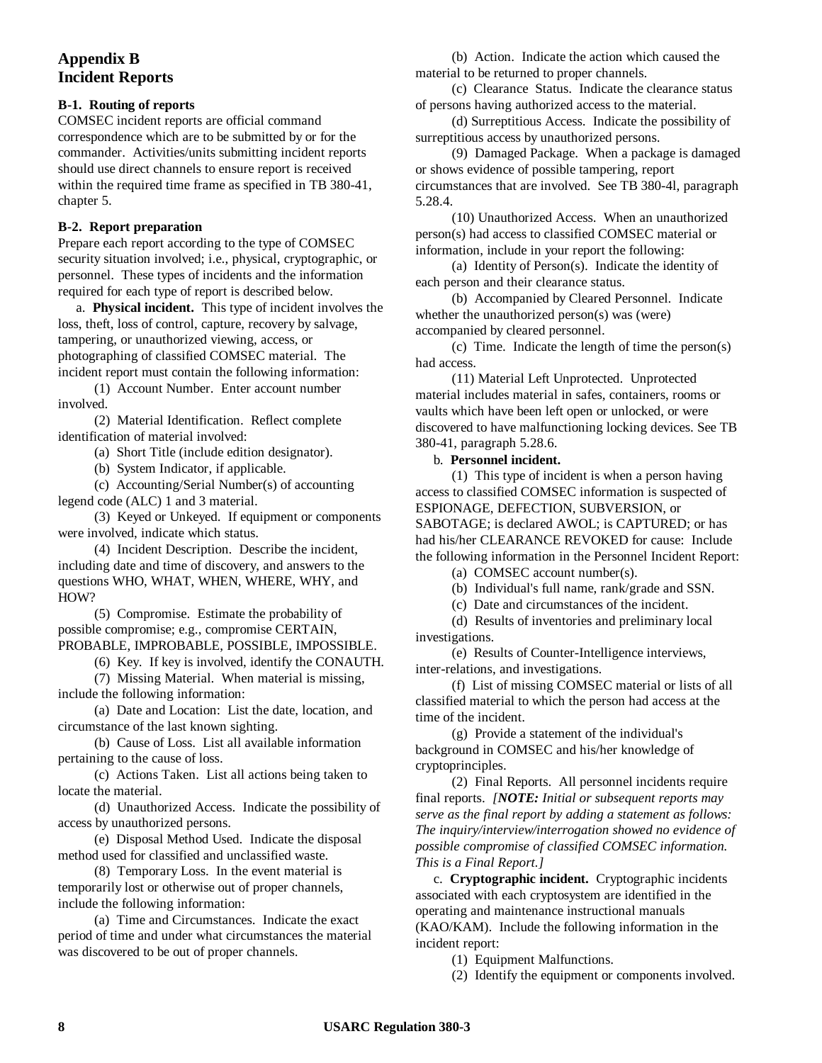# Appendix B
# Incident Reports

**B-1. Routing of reports**

COMSEC incident reports are official command correspondence which are to be submitted by or for the commander. Activities/units submitting incident reports should use direct channels to ensure report is received within the required time frame as specified in TB 380-41, chapter 5.

**B-2. Report preparation**

Prepare each report according to the type of COMSEC security situation involved; i.e., physical, cryptographic, or personnel. These types of incidents and the information required for each type of report is described below.

a. **Physical incident.** This type of incident involves the loss, theft, loss of control, capture, recovery by salvage, tampering, or unauthorized viewing, access, or photographing of classified COMSEC material. The incident report must contain the following information:

(1) Account Number. Enter account number involved.

(2) Material Identification. Reflect complete identification of material involved:

(a) Short Title (include edition designator).

(b) System Indicator, if applicable.

(c) Accounting/Serial Number(s) of accounting legend code (ALC) 1 and 3 material.

(3) Keyed or Unkeyed. If equipment or components were involved, indicate which status.

(4) Incident Description. Describe the incident, including date and time of discovery, and answers to the questions WHO, WHAT, WHEN, WHERE, WHY, and HOW?

(5) Compromise. Estimate the probability of possible compromise; e.g., compromise CERTAIN, PROBABLE, IMPROBABLE, POSSIBLE, IMPOSSIBLE.

(6) Key. If key is involved, identify the CONAUTH.

(7) Missing Material. When material is missing, include the following information:

(a) Date and Location: List the date, location, and circumstance of the last known sighting.

(b) Cause of Loss. List all available information pertaining to the cause of loss.

(c) Actions Taken. List all actions being taken to locate the material.

(d) Unauthorized Access. Indicate the possibility of access by unauthorized persons.

(e) Disposal Method Used. Indicate the disposal method used for classified and unclassified waste.

(8) Temporary Loss. In the event material is temporarily lost or otherwise out of proper channels, include the following information:

(a) Time and Circumstances. Indicate the exact period of time and under what circumstances the material was discovered to be out of proper channels.

(b) Action. Indicate the action which caused the material to be returned to proper channels.

(c) Clearance Status. Indicate the clearance status of persons having authorized access to the material.

(d) Surreptitious Access. Indicate the possibility of surreptitious access by unauthorized persons.

(9) Damaged Package. When a package is damaged or shows evidence of possible tampering, report circumstances that are involved. See TB 380-4l, paragraph 5.28.4.

(10) Unauthorized Access. When an unauthorized person(s) had access to classified COMSEC material or information, include in your report the following:

(a) Identity of Person(s). Indicate the identity of each person and their clearance status.

(b) Accompanied by Cleared Personnel. Indicate whether the unauthorized person(s) was (were) accompanied by cleared personnel.

(c) Time. Indicate the length of time the person(s) had access.

(11) Material Left Unprotected. Unprotected material includes material in safes, containers, rooms or vaults which have been left open or unlocked, or were discovered to have malfunctioning locking devices. See TB 380-41, paragraph 5.28.6.

b. **Personnel incident.**

(1) This type of incident is when a person having access to classified COMSEC information is suspected of ESPIONAGE, DEFECTION, SUBVERSION, or SABOTAGE; is declared AWOL; is CAPTURED; or has had his/her CLEARANCE REVOKED for cause: Include the following information in the Personnel Incident Report:

(a) COMSEC account number(s).

(b) Individual's full name, rank/grade and SSN.

(c) Date and circumstances of the incident.

(d) Results of inventories and preliminary local investigations.

(e) Results of Counter-Intelligence interviews, inter-relations, and investigations.

(f) List of missing COMSEC material or lists of all classified material to which the person had access at the time of the incident.

(g) Provide a statement of the individual's background in COMSEC and his/her knowledge of cryptoprinciples.

(2) Final Reports. All personnel incidents require final reports. *[**NOTE:** Initial or subsequent reports may serve as the final report by adding a statement as follows: The inquiry/interview/interrogation showed no evidence of possible compromise of classified COMSEC information. This is a Final Report.]*

c. **Cryptographic incident.** Cryptographic incidents associated with each cryptosystem are identified in the operating and maintenance instructional manuals (KAO/KAM). Include the following information in the incident report:

(1) Equipment Malfunctions.

(2) Identify the equipment or components involved.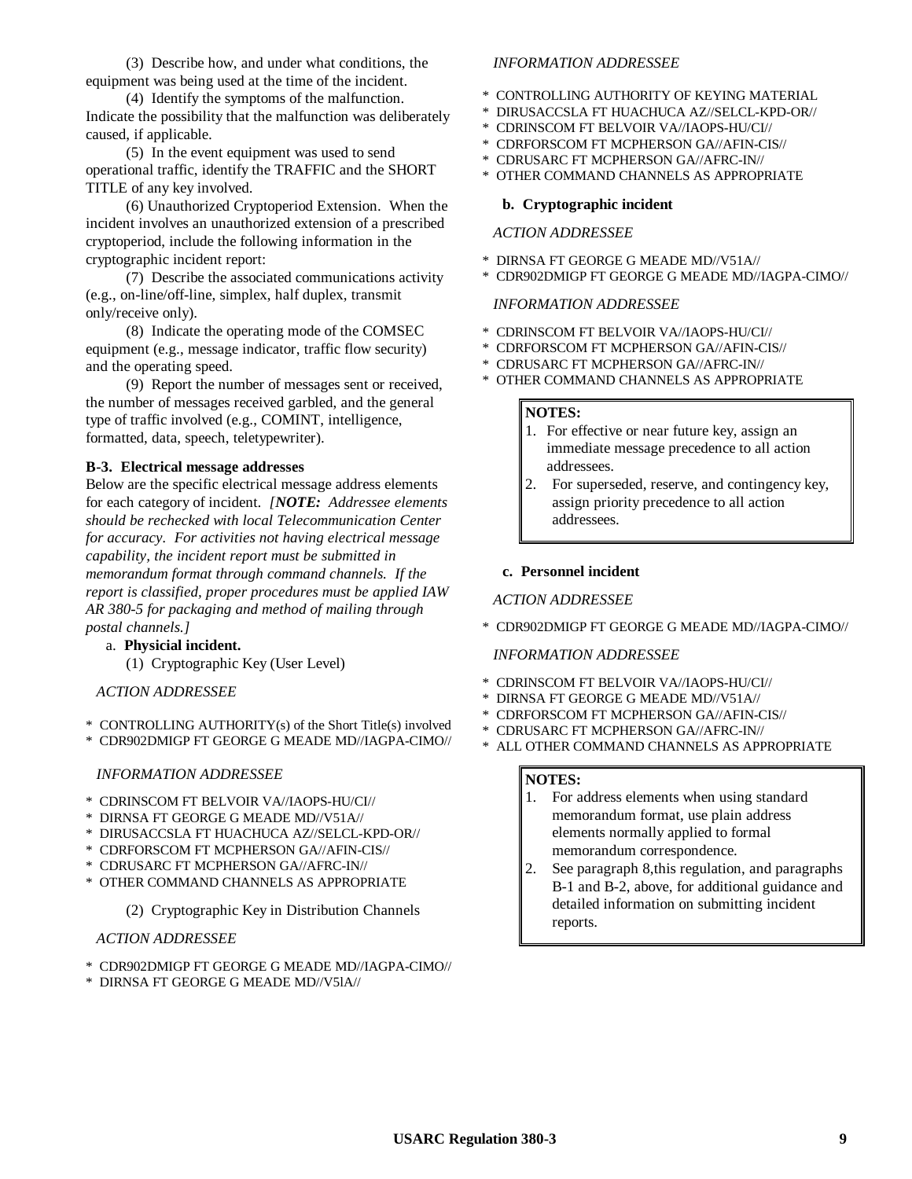(3) Describe how, and under what conditions, the equipment was being used at the time of the incident.

(4) Identify the symptoms of the malfunction. Indicate the possibility that the malfunction was deliberately caused, if applicable.

(5) In the event equipment was used to send operational traffic, identify the TRAFFIC and the SHORT TITLE of any key involved.

(6) Unauthorized Cryptoperiod Extension. When the incident involves an unauthorized extension of a prescribed cryptoperiod, include the following information in the cryptographic incident report:

(7) Describe the associated communications activity (e.g., on-line/off-line, simplex, half duplex, transmit only/receive only).

(8) Indicate the operating mode of the COMSEC equipment (e.g., message indicator, traffic flow security) and the operating speed.

(9) Report the number of messages sent or received, the number of messages received garbled, and the general type of traffic involved (e.g., COMINT, intelligence, formatted, data, speech, teletypewriter).

**B-3. Electrical message addresses**

Below are the specific electrical message address elements for each category of incident. *[**NOTE:** Addressee elements should be rechecked with local Telecommunication Center for accuracy. For activities not having electrical message capability, the incident report must be submitted in memorandum format through command channels. If the report is classified, proper procedures must be applied IAW AR 380-5 for packaging and method of mailing through postal channels.]*

a. **Physicial incident.**

(1) Cryptographic Key (User Level)

*ACTION ADDRESSEE*

- CONTROLLING AUTHORITY(s) of the Short Title(s) involved
- CDR902DMIGP FT GEORGE G MEADE MD//IAGPA-CIMO//

*INFORMATION ADDRESSEE*

- CDRINSCOM FT BELVOIR VA//IAOPS-HU/CI//
- DIRNSA FT GEORGE G MEADE MD//V51A//
- DIRUSACCSLA FT HUACHUCA AZ//SELCL-KPD-OR//
- CDRFORSCOM FT MCPHERSON GA//AFIN-CIS//
- CDRUSARC FT MCPHERSON GA//AFRC-IN//
- OTHER COMMAND CHANNELS AS APPROPRIATE

(2) Cryptographic Key in Distribution Channels

*ACTION ADDRESSEE*

- CDR902DMIGP FT GEORGE G MEADE MD//IAGPA-CIMO//
- DIRNSA FT GEORGE G MEADE MD//V5lA//

*INFORMATION ADDRESSEE*

- CONTROLLING AUTHORITY OF KEYING MATERIAL
- DIRUSACCSLA FT HUACHUCA AZ//SELCL-KPD-OR//
- CDRINSCOM FT BELVOIR VA//IAOPS-HU/CI//
- CDRFORSCOM FT MCPHERSON GA//AFIN-CIS//
- CDRUSARC FT MCPHERSON GA//AFRC-IN//
- OTHER COMMAND CHANNELS AS APPROPRIATE

**b. Cryptographic incident**

*ACTION ADDRESSEE*

- DIRNSA FT GEORGE G MEADE MD//V51A//
- CDR902DMIGP FT GEORGE G MEADE MD//IAGPA-CIMO//

*INFORMATION ADDRESSEE*

- CDRINSCOM FT BELVOIR VA//IAOPS-HU/CI//
- CDRFORSCOM FT MCPHERSON GA//AFIN-CIS//
- CDRUSARC FT MCPHERSON GA//AFRC-IN//
- OTHER COMMAND CHANNELS AS APPROPRIATE

**NOTES:**
1. For effective or near future key, assign an immediate message precedence to all action addressees.
2. For superseded, reserve, and contingency key, assign priority precedence to all action addressees.

**c. Personnel incident**

*ACTION ADDRESSEE*

- CDR902DMIGP FT GEORGE G MEADE MD//IAGPA-CIMO//

*INFORMATION ADDRESSEE*

- CDRINSCOM FT BELVOIR VA//IAOPS-HU/CI//
- DIRNSA FT GEORGE G MEADE MD//V51A//
- CDRFORSCOM FT MCPHERSON GA//AFIN-CIS//
- CDRUSARC FT MCPHERSON GA//AFRC-IN//
- ALL OTHER COMMAND CHANNELS AS APPROPRIATE

**NOTES:**
1. For address elements when using standard memorandum format, use plain address elements normally applied to formal memorandum correspondence.
2. See paragraph 8,this regulation, and paragraphs B-1 and B-2, above, for additional guidance and detailed information on submitting incident reports.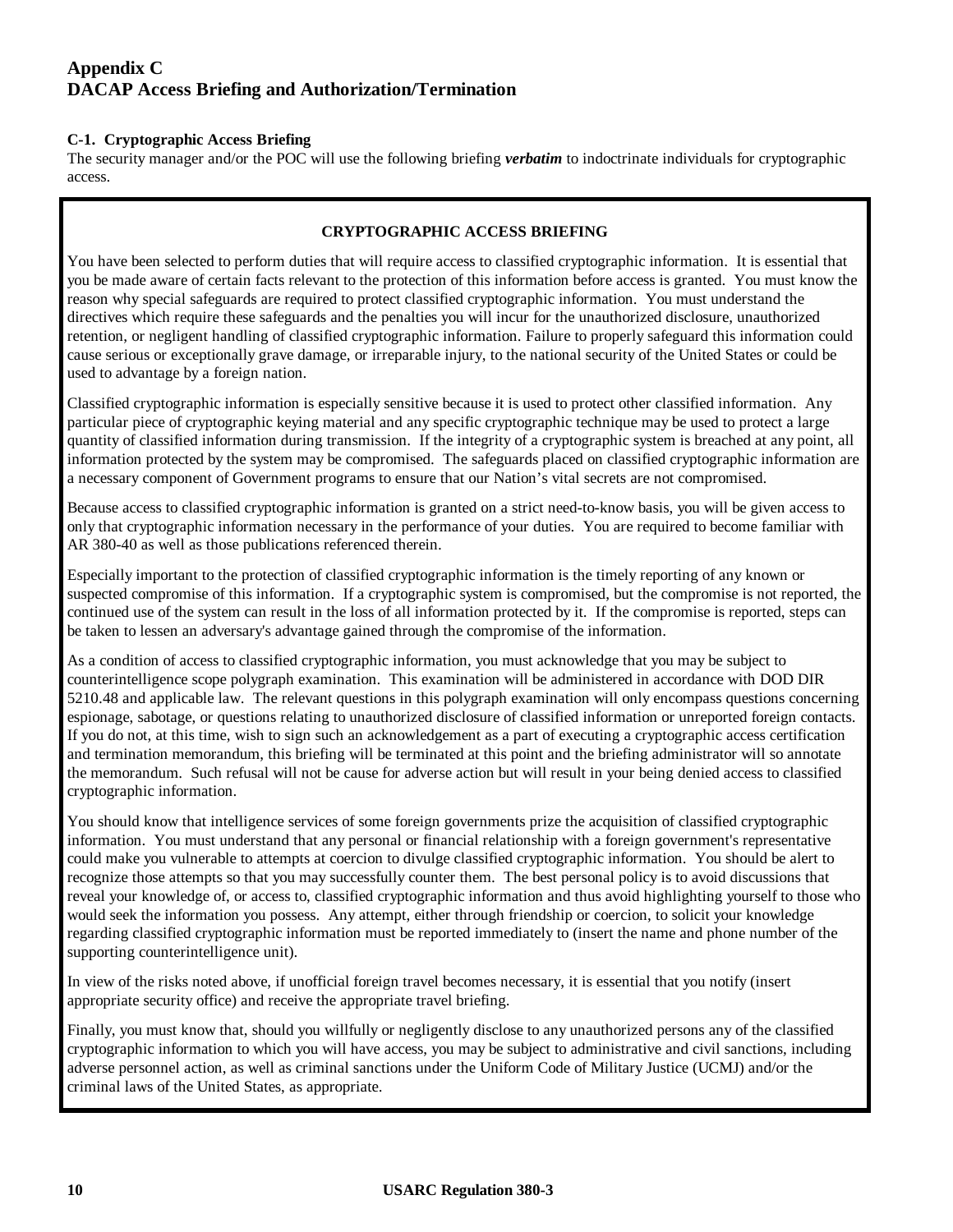# Appendix C
# DACAP Access Briefing and Authorization/Termination

### C-1. Cryptographic Access Briefing

The security manager and/or the POC will use the following briefing ***verbatim*** to indoctrinate individuals for cryptographic access.

**CRYPTOGRAPHIC ACCESS BRIEFING**

You have been selected to perform duties that will require access to classified cryptographic information. It is essential that you be made aware of certain facts relevant to the protection of this information before access is granted. You must know the reason why special safeguards are required to protect classified cryptographic information. You must understand the directives which require these safeguards and the penalties you will incur for the unauthorized disclosure, unauthorized retention, or negligent handling of classified cryptographic information. Failure to properly safeguard this information could cause serious or exceptionally grave damage, or irreparable injury, to the national security of the United States or could be used to advantage by a foreign nation.

Classified cryptographic information is especially sensitive because it is used to protect other classified information. Any particular piece of cryptographic keying material and any specific cryptographic technique may be used to protect a large quantity of classified information during transmission. If the integrity of a cryptographic system is breached at any point, all information protected by the system may be compromised. The safeguards placed on classified cryptographic information are a necessary component of Government programs to ensure that our Nation's vital secrets are not compromised.

Because access to classified cryptographic information is granted on a strict need-to-know basis, you will be given access to only that cryptographic information necessary in the performance of your duties. You are required to become familiar with AR 380-40 as well as those publications referenced therein.

Especially important to the protection of classified cryptographic information is the timely reporting of any known or suspected compromise of this information. If a cryptographic system is compromised, but the compromise is not reported, the continued use of the system can result in the loss of all information protected by it. If the compromise is reported, steps can be taken to lessen an adversary's advantage gained through the compromise of the information.

As a condition of access to classified cryptographic information, you must acknowledge that you may be subject to counterintelligence scope polygraph examination. This examination will be administered in accordance with DOD DIR 5210.48 and applicable law. The relevant questions in this polygraph examination will only encompass questions concerning espionage, sabotage, or questions relating to unauthorized disclosure of classified information or unreported foreign contacts. If you do not, at this time, wish to sign such an acknowledgement as a part of executing a cryptographic access certification and termination memorandum, this briefing will be terminated at this point and the briefing administrator will so annotate the memorandum. Such refusal will not be cause for adverse action but will result in your being denied access to classified cryptographic information.

You should know that intelligence services of some foreign governments prize the acquisition of classified cryptographic information. You must understand that any personal or financial relationship with a foreign government's representative could make you vulnerable to attempts at coercion to divulge classified cryptographic information. You should be alert to recognize those attempts so that you may successfully counter them. The best personal policy is to avoid discussions that reveal your knowledge of, or access to, classified cryptographic information and thus avoid highlighting yourself to those who would seek the information you possess. Any attempt, either through friendship or coercion, to solicit your knowledge regarding classified cryptographic information must be reported immediately to (insert the name and phone number of the supporting counterintelligence unit).

In view of the risks noted above, if unofficial foreign travel becomes necessary, it is essential that you notify (insert appropriate security office) and receive the appropriate travel briefing.

Finally, you must know that, should you willfully or negligently disclose to any unauthorized persons any of the classified cryptographic information to which you will have access, you may be subject to administrative and civil sanctions, including adverse personnel action, as well as criminal sanctions under the Uniform Code of Military Justice (UCMJ) and/or the criminal laws of the United States, as appropriate.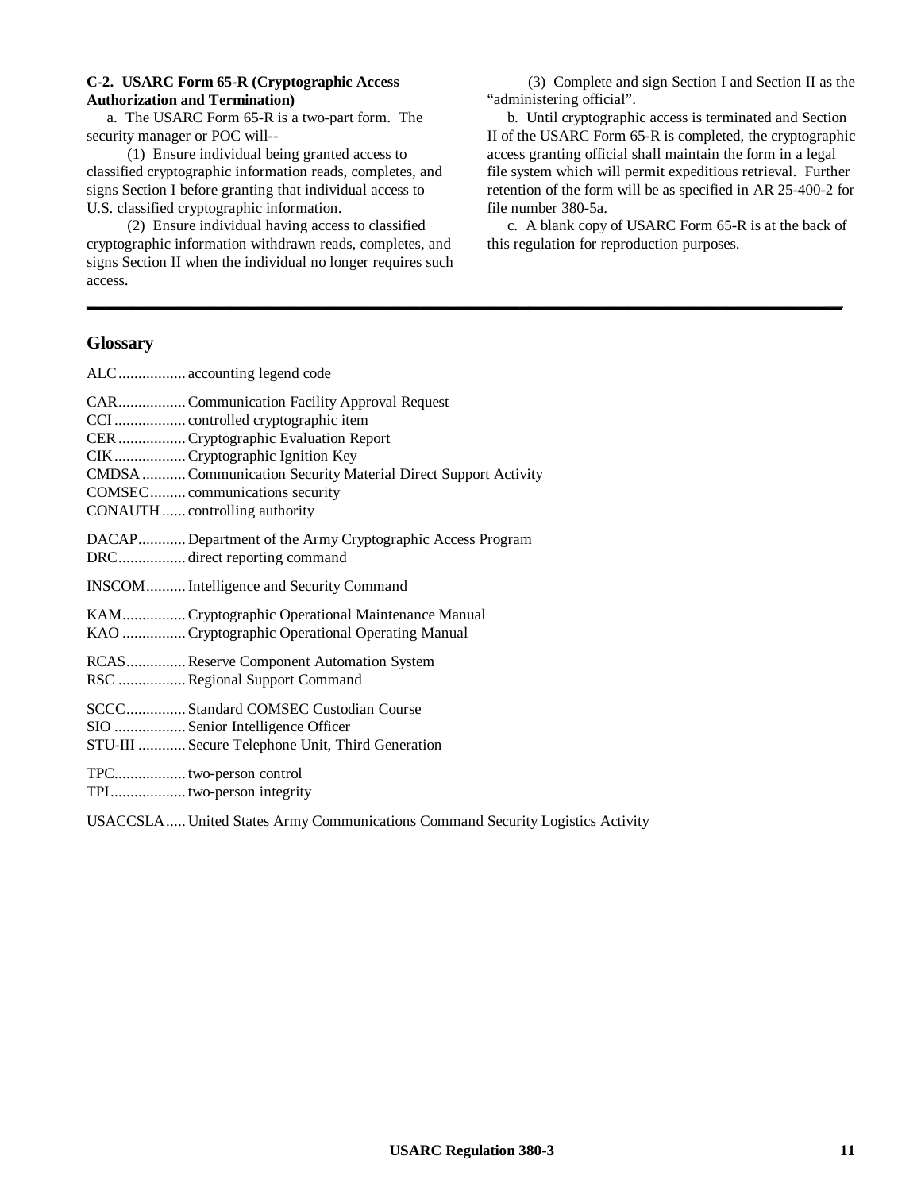**C-2. USARC Form 65-R (Cryptographic Access Authorization and Termination)**

a. The USARC Form 65-R is a two-part form. The security manager or POC will--

(1) Ensure individual being granted access to classified cryptographic information reads, completes, and signs Section I before granting that individual access to U.S. classified cryptographic information.

(2) Ensure individual having access to classified cryptographic information withdrawn reads, completes, and signs Section II when the individual no longer requires such access.

(3) Complete and sign Section I and Section II as the "administering official".

b. Until cryptographic access is terminated and Section II of the USARC Form 65-R is completed, the cryptographic access granting official shall maintain the form in a legal file system which will permit expeditious retrieval. Further retention of the form will be as specified in AR 25-400-2 for file number 380-5a.

c. A blank copy of USARC Form 65-R is at the back of this regulation for reproduction purposes.

---

## Glossary

ALC................. accounting legend code

CAR................. Communication Facility Approval Request
CCI.................. controlled cryptographic item
CER................. Cryptographic Evaluation Report
CIK.................. Cryptographic Ignition Key
CMDSA........... Communication Security Material Direct Support Activity
COMSEC......... communications security
CONAUTH...... controlling authority

DACAP............ Department of the Army Cryptographic Access Program
DRC................. direct reporting command

INSCOM.......... Intelligence and Security Command

KAM................ Cryptographic Operational Maintenance Manual
KAO................ Cryptographic Operational Operating Manual

RCAS............... Reserve Component Automation System
RSC................. Regional Support Command

SCCC............... Standard COMSEC Custodian Course
SIO.................. Senior Intelligence Officer
STU-III............ Secure Telephone Unit, Third Generation

TPC.................. two-person control
TPI................... two-person integrity

USACCSLA..... United States Army Communications Command Security Logistics Activity